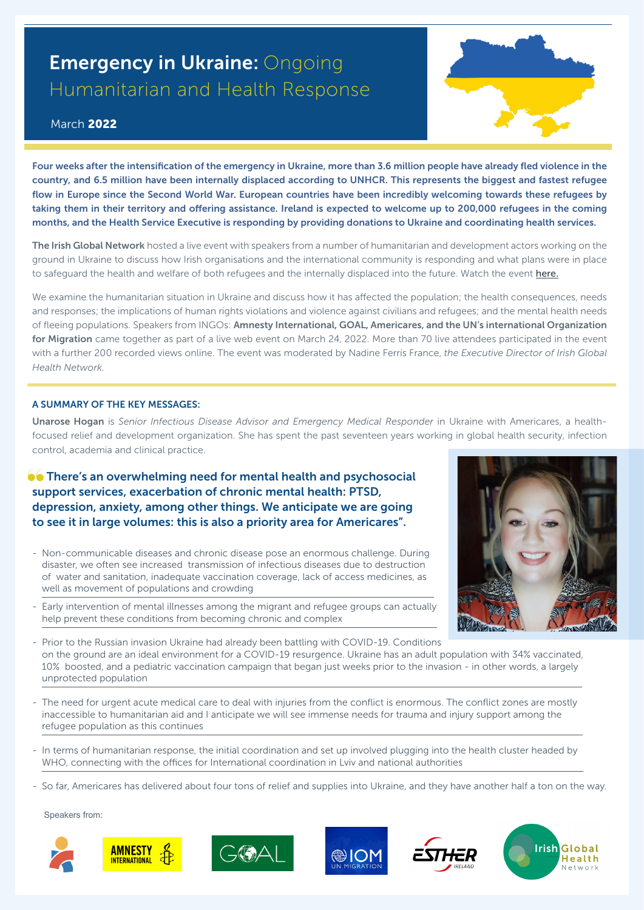# Emergency in Ukraine: Ongoing Humanitarian and Health Response

March **2022**

**Four weeks after the intensification of the emergency in Ukraine, more than 3.6 million people have already fled violence in the country, and 6.5 million have been internally displaced according to UNHCR. This represents the biggest and fastest refugee flow in Europe since the Second World War. European countries have been incredibly welcoming towards these refugees by taking them in their territory and offering assistance. Ireland is expected to welcome up to 200,000 refugees in the coming months, and the Health Service Executive is responding by providing donations to Ukraine and coordinating health services.**

**The Irish Global Network** hosted a live event with speakers from a number of humanitarian and development actors working on the ground in Ukraine to discuss how Irish organisations and the international community is responding and what plans were in place to safeguard the health and welfare of both refugees and the internally displaced into the future. Watch the event here.

We examine the humanitarian situation in Ukraine and discuss how it has affected the population; the health consequences, needs and responses; the implications of human rights violations and violence against civilians and refugees; and the mental health needs of fleeing populations. Speakers from INGOs: **Amnesty International, GOAL, Americares, and the UN's international Organization for Migration** came together as part of a live web event on March 24, 2022. More than 70 live attendees participated in the event with a further 200 recorded views online. The event was moderated by Nadine Ferris France, *the Executive Director of Irish Global Health Network.*

## A SUMMARY OF THE KEY MESSAGES:

**Unarose Hogan** is *Senior Infectious Disease Advisor and Emergency Medical Responder* in Ukraine with Americares, a health-focused relief and development organization. She has spent the past seventeen years working in global health security, infection control, academia and clinical practice.

> **There's an overwhelming need for mental health and psychosocial support services, exacerbation of chronic mental health: PTSD, depression, anxiety, among other things. We anticipate we are going to see it in large volumes: this is also a priority area for Americares".**

- Non-communicable diseases and chronic disease pose an enormous challenge. During disaster, we often see increased transmission of infectious diseases due to destruction of water and sanitation, inadequate vaccination coverage, lack of access medicines, as well as movement of populations and crowding
- Early intervention of mental illnesses among the migrant and refugee groups can actually help prevent these conditions from becoming chronic and complex
- Prior to the Russian invasion Ukraine had already been battling with COVID-19. Conditions on the ground are an ideal environment for a COVID-19 resurgence. Ukraine has an adult population with 34% vaccinated, 10% boosted, and a pediatric vaccination campaign that began just weeks prior to the invasion - in other words, a largely unprotected population
- The need for urgent acute medical care to deal with injuries from the conflict is enormous. The conflict zones are mostly inaccessible to humanitarian aid and I anticipate we will see immense needs for trauma and injury support among the refugee population as this continues
- In terms of humanitarian response, the initial coordination and set up involved plugging into the health cluster headed by WHO, connecting with the offices for International coordination in Lviv and national authorities
- So far, Americares has delivered about four tons of relief and supplies into Ukraine, and they have another half a ton on the way.

Speakers from: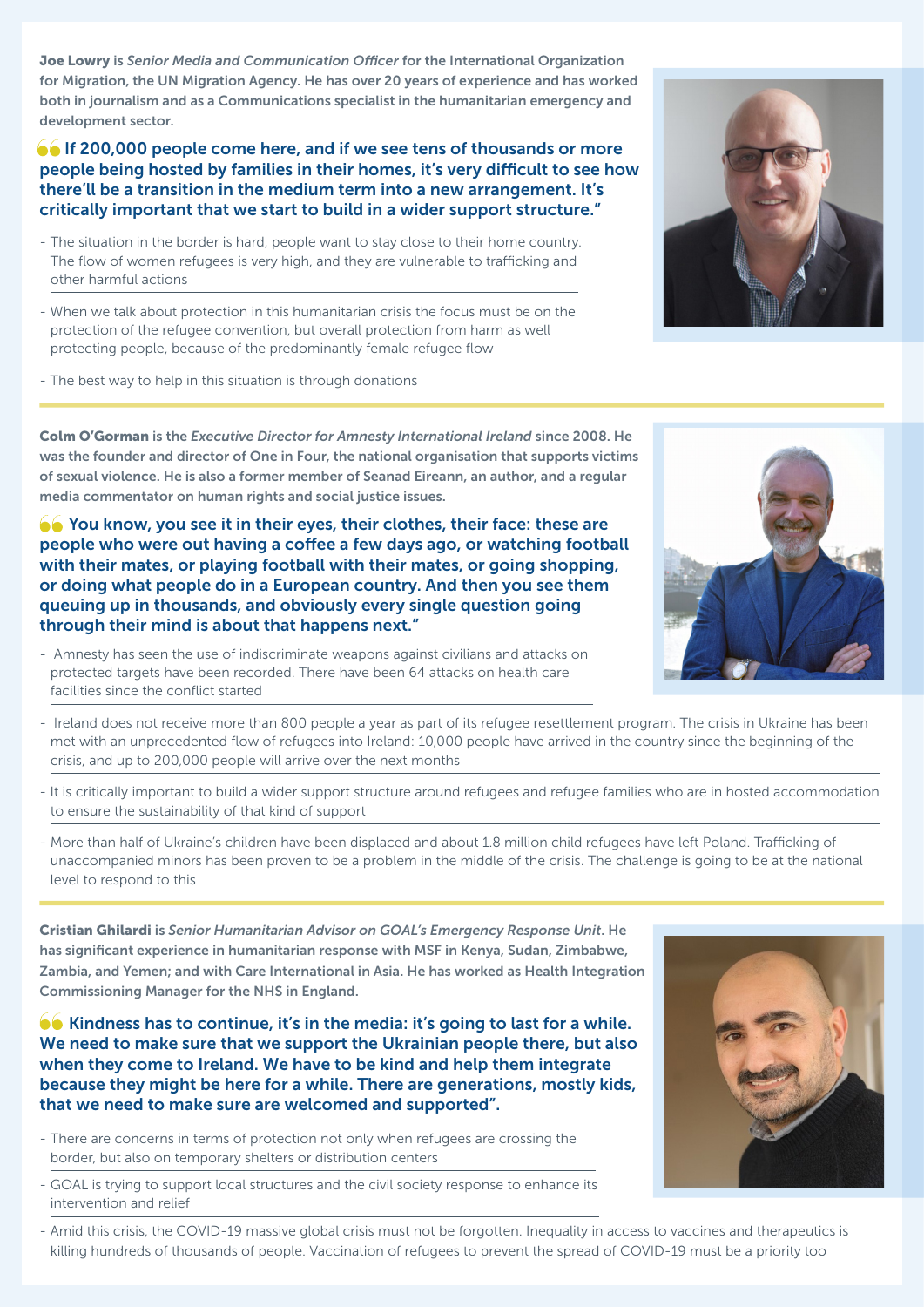**Joe Lowry** is *Senior Media and Communication Officer* for the International Organization for Migration, the UN Migration Agency. He has over 20 years of experience and has worked both in journalism and as a Communications specialist in the humanitarian emergency and development sector.

**"If 200,000 people come here, and if we see tens of thousands or more people being hosted by families in their homes, it's very difficult to see how there'll be a transition in the medium term into a new arrangement. It's critically important that we start to build in a wider support structure."**

- The situation in the border is hard, people want to stay close to their home country. The flow of women refugees is very high, and they are vulnerable to trafficking and other harmful actions
- When we talk about protection in this humanitarian crisis the focus must be on the protection of the refugee convention, but overall protection from harm as well protecting people, because of the predominantly female refugee flow
- The best way to help in this situation is through donations

**Colm O'Gorman** is the *Executive Director for Amnesty International Ireland* since 2008. He was the founder and director of One in Four, the national organisation that supports victims of sexual violence. He is also a former member of Seanad Eireann, an author, and a regular media commentator on human rights and social justice issues.

**"You know, you see it in their eyes, their clothes, their face: these are people who were out having a coffee a few days ago, or watching football with their mates, or playing football with their mates, or going shopping, or doing what people do in a European country. And then you see them queuing up in thousands, and obviously every single question going through their mind is about that happens next."**

- Amnesty has seen the use of indiscriminate weapons against civilians and attacks on protected targets have been recorded. There have been 64 attacks on health care facilities since the conflict started
- Ireland does not receive more than 800 people a year as part of its refugee resettlement program. The crisis in Ukraine has been met with an unprecedented flow of refugees into Ireland: 10,000 people have arrived in the country since the beginning of the crisis, and up to 200,000 people will arrive over the next months
- It is critically important to build a wider support structure around refugees and refugee families who are in hosted accommodation to ensure the sustainability of that kind of support
- More than half of Ukraine's children have been displaced and about 1.8 million child refugees have left Poland. Trafficking of unaccompanied minors has been proven to be a problem in the middle of the crisis. The challenge is going to be at the national level to respond to this

**Cristian Ghilardi** is *Senior Humanitarian Advisor on GOAL's Emergency Response Unit*. He has significant experience in humanitarian response with MSF in Kenya, Sudan, Zimbabwe, Zambia, and Yemen; and with Care International in Asia. He has worked as Health Integration Commissioning Manager for the NHS in England.

**"Kindness has to continue, it's in the media: it's going to last for a while. We need to make sure that we support the Ukrainian people there, but also when they come to Ireland. We have to be kind and help them integrate because they might be here for a while. There are generations, mostly kids, that we need to make sure are welcomed and supported".**

- There are concerns in terms of protection not only when refugees are crossing the border, but also on temporary shelters or distribution centers
- GOAL is trying to support local structures and the civil society response to enhance its intervention and relief
- Amid this crisis, the COVID-19 massive global crisis must not be forgotten. Inequality in access to vaccines and therapeutics is killing hundreds of thousands of people. Vaccination of refugees to prevent the spread of COVID-19 must be a priority too